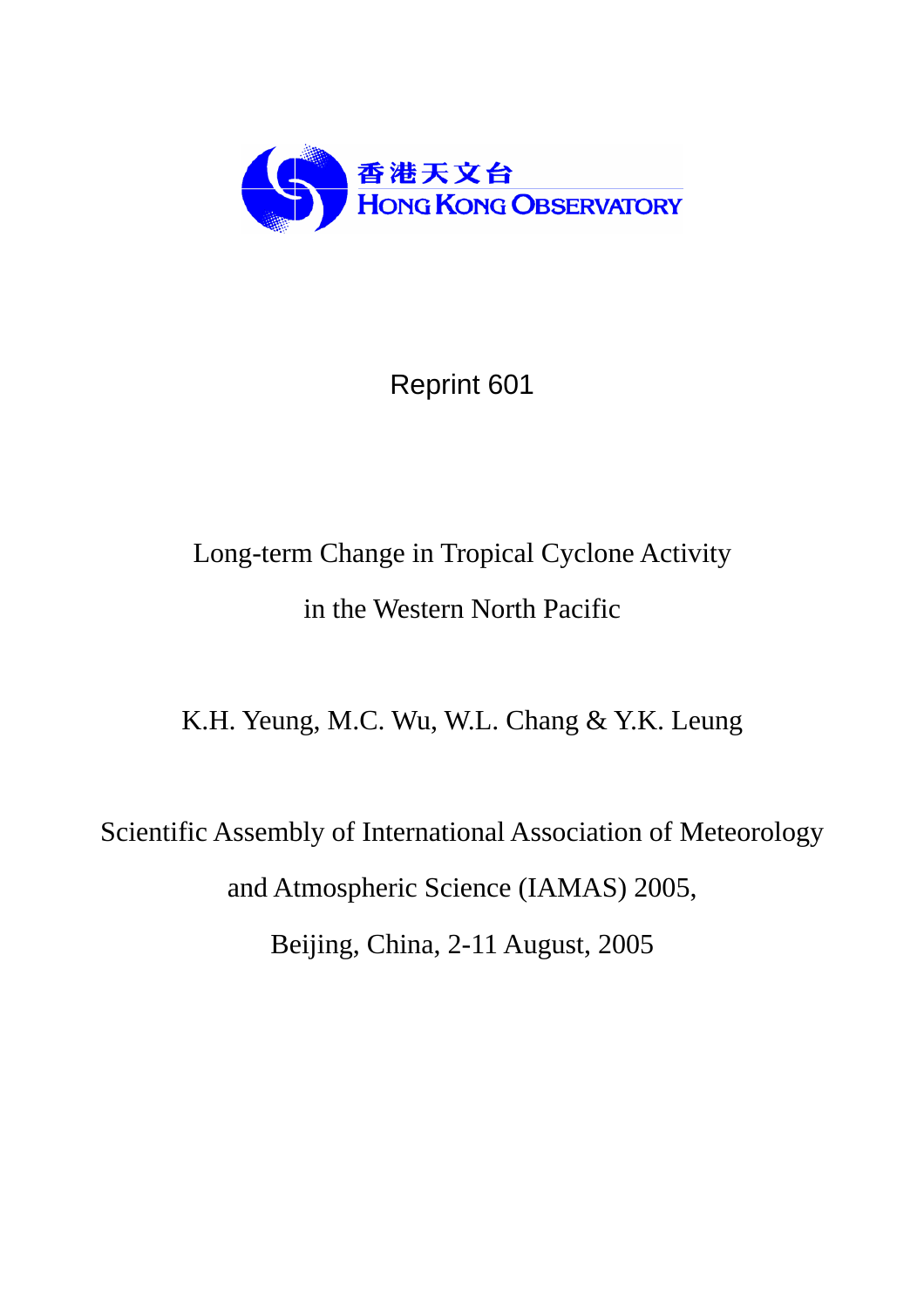香港天文台
HONG KONG OBSERVATORY

Reprint 601

# Long-term Change in Tropical Cyclone Activity in the Western North Pacific

K.H. Yeung, M.C. Wu, W.L. Chang & Y.K. Leung

Scientific Assembly of International Association of Meteorology and Atmospheric Science (IAMAS) 2005,

Beijing, China, 2-11 August, 2005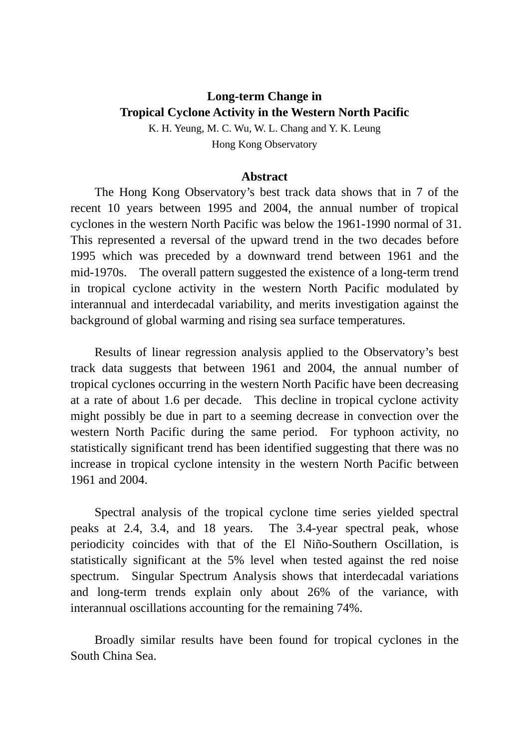# Long-term Change in Tropical Cyclone Activity in the Western North Pacific

K. H. Yeung, M. C. Wu, W. L. Chang and Y. K. Leung

Hong Kong Observatory

## Abstract

The Hong Kong Observatory's best track data shows that in 7 of the recent 10 years between 1995 and 2004, the annual number of tropical cyclones in the western North Pacific was below the 1961-1990 normal of 31. This represented a reversal of the upward trend in the two decades before 1995 which was preceded by a downward trend between 1961 and the mid-1970s. The overall pattern suggested the existence of a long-term trend in tropical cyclone activity in the western North Pacific modulated by interannual and interdecadal variability, and merits investigation against the background of global warming and rising sea surface temperatures.

Results of linear regression analysis applied to the Observatory's best track data suggests that between 1961 and 2004, the annual number of tropical cyclones occurring in the western North Pacific have been decreasing at a rate of about 1.6 per decade. This decline in tropical cyclone activity might possibly be due in part to a seeming decrease in convection over the western North Pacific during the same period. For typhoon activity, no statistically significant trend has been identified suggesting that there was no increase in tropical cyclone intensity in the western North Pacific between 1961 and 2004.

Spectral analysis of the tropical cyclone time series yielded spectral peaks at 2.4, 3.4, and 18 years. The 3.4-year spectral peak, whose periodicity coincides with that of the El Niño-Southern Oscillation, is statistically significant at the 5% level when tested against the red noise spectrum. Singular Spectrum Analysis shows that interdecadal variations and long-term trends explain only about 26% of the variance, with interannual oscillations accounting for the remaining 74%.

Broadly similar results have been found for tropical cyclones in the South China Sea.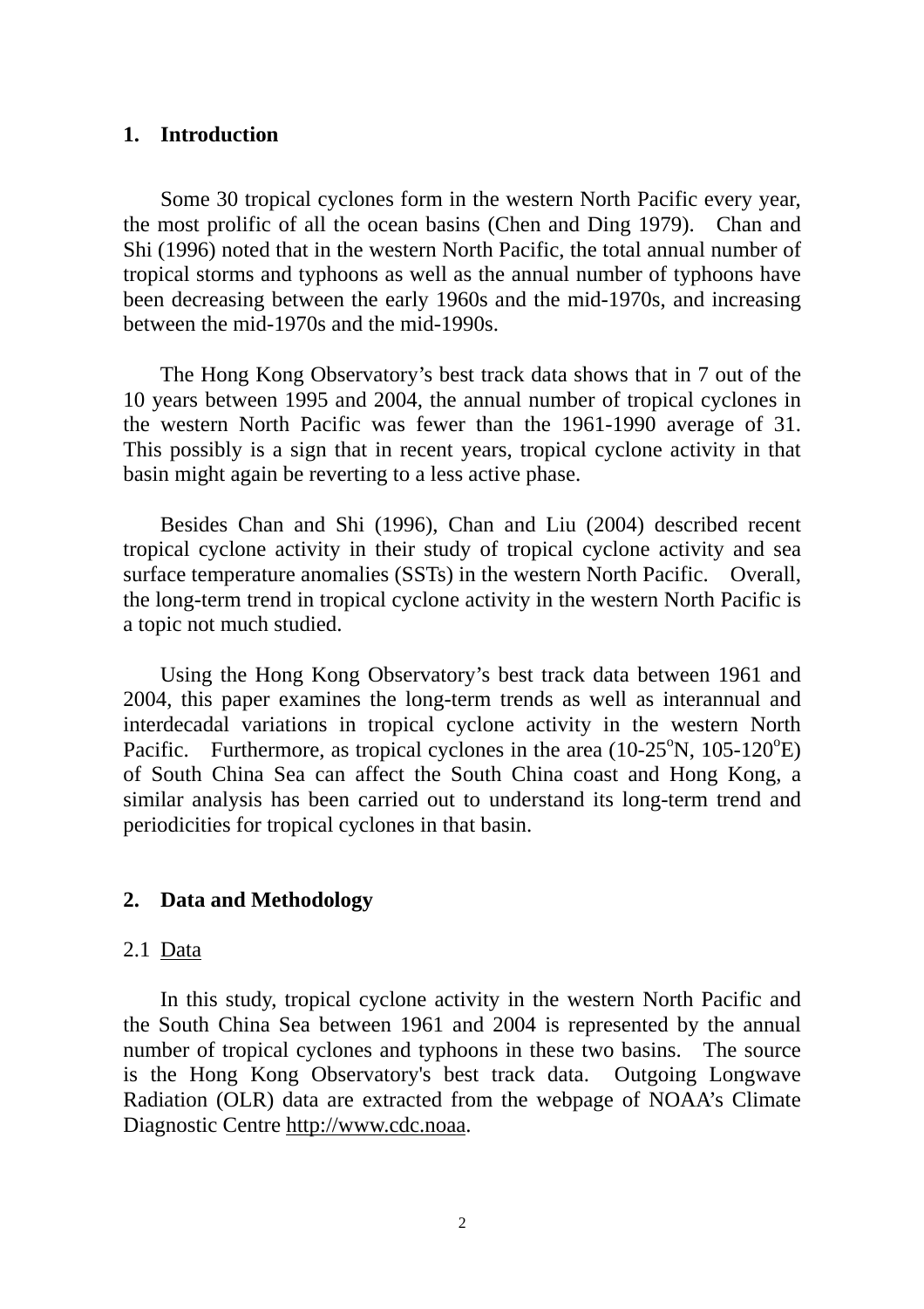## 1. Introduction

Some 30 tropical cyclones form in the western North Pacific every year, the most prolific of all the ocean basins (Chen and Ding 1979). Chan and Shi (1996) noted that in the western North Pacific, the total annual number of tropical storms and typhoons as well as the annual number of typhoons have been decreasing between the early 1960s and the mid-1970s, and increasing between the mid-1970s and the mid-1990s.

The Hong Kong Observatory's best track data shows that in 7 out of the 10 years between 1995 and 2004, the annual number of tropical cyclones in the western North Pacific was fewer than the 1961-1990 average of 31. This possibly is a sign that in recent years, tropical cyclone activity in that basin might again be reverting to a less active phase.

Besides Chan and Shi (1996), Chan and Liu (2004) described recent tropical cyclone activity in their study of tropical cyclone activity and sea surface temperature anomalies (SSTs) in the western North Pacific. Overall, the long-term trend in tropical cyclone activity in the western North Pacific is a topic not much studied.

Using the Hong Kong Observatory's best track data between 1961 and 2004, this paper examines the long-term trends as well as interannual and interdecadal variations in tropical cyclone activity in the western North Pacific. Furthermore, as tropical cyclones in the area (10-25$^{o}$N, 105-120$^{o}$E) of South China Sea can affect the South China coast and Hong Kong, a similar analysis has been carried out to understand its long-term trend and periodicities for tropical cyclones in that basin.

## 2. Data and Methodology

### 2.1 Data

In this study, tropical cyclone activity in the western North Pacific and the South China Sea between 1961 and 2004 is represented by the annual number of tropical cyclones and typhoons in these two basins. The source is the Hong Kong Observatory's best track data. Outgoing Longwave Radiation (OLR) data are extracted from the webpage of NOAA's Climate Diagnostic Centre http://www.cdc.noaa.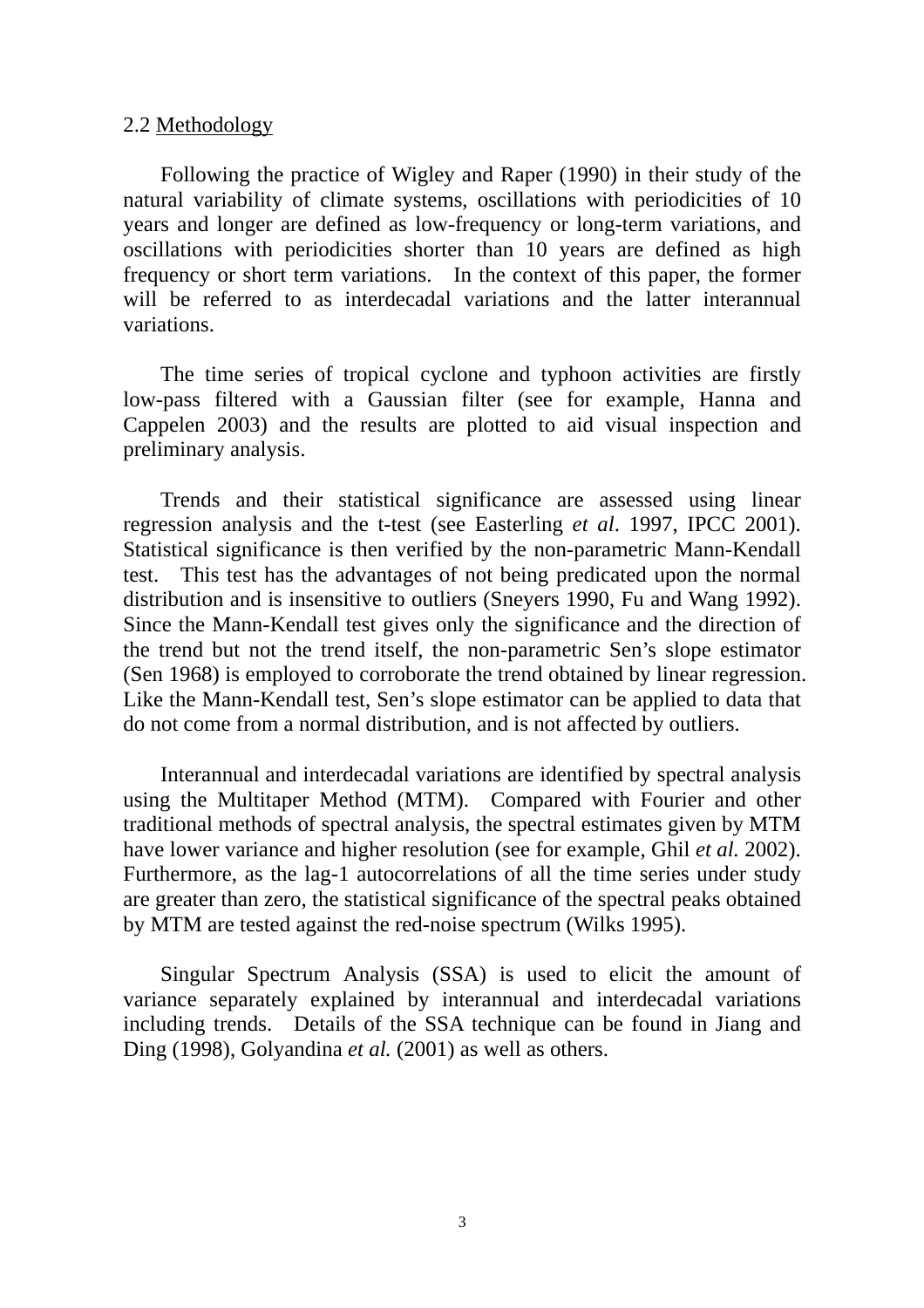## 2.2 Methodology

Following the practice of Wigley and Raper (1990) in their study of the natural variability of climate systems, oscillations with periodicities of 10 years and longer are defined as low-frequency or long-term variations, and oscillations with periodicities shorter than 10 years are defined as high frequency or short term variations. In the context of this paper, the former will be referred to as interdecadal variations and the latter interannual variations.

The time series of tropical cyclone and typhoon activities are firstly low-pass filtered with a Gaussian filter (see for example, Hanna and Cappelen 2003) and the results are plotted to aid visual inspection and preliminary analysis.

Trends and their statistical significance are assessed using linear regression analysis and the t-test (see Easterling *et al*. 1997, IPCC 2001). Statistical significance is then verified by the non-parametric Mann-Kendall test. This test has the advantages of not being predicated upon the normal distribution and is insensitive to outliers (Sneyers 1990, Fu and Wang 1992). Since the Mann-Kendall test gives only the significance and the direction of the trend but not the trend itself, the non-parametric Sen's slope estimator (Sen 1968) is employed to corroborate the trend obtained by linear regression. Like the Mann-Kendall test, Sen's slope estimator can be applied to data that do not come from a normal distribution, and is not affected by outliers.

Interannual and interdecadal variations are identified by spectral analysis using the Multitaper Method (MTM). Compared with Fourier and other traditional methods of spectral analysis, the spectral estimates given by MTM have lower variance and higher resolution (see for example, Ghil *et al.* 2002). Furthermore, as the lag-1 autocorrelations of all the time series under study are greater than zero, the statistical significance of the spectral peaks obtained by MTM are tested against the red-noise spectrum (Wilks 1995).

Singular Spectrum Analysis (SSA) is used to elicit the amount of variance separately explained by interannual and interdecadal variations including trends. Details of the SSA technique can be found in Jiang and Ding (1998), Golyandina *et al.* (2001) as well as others.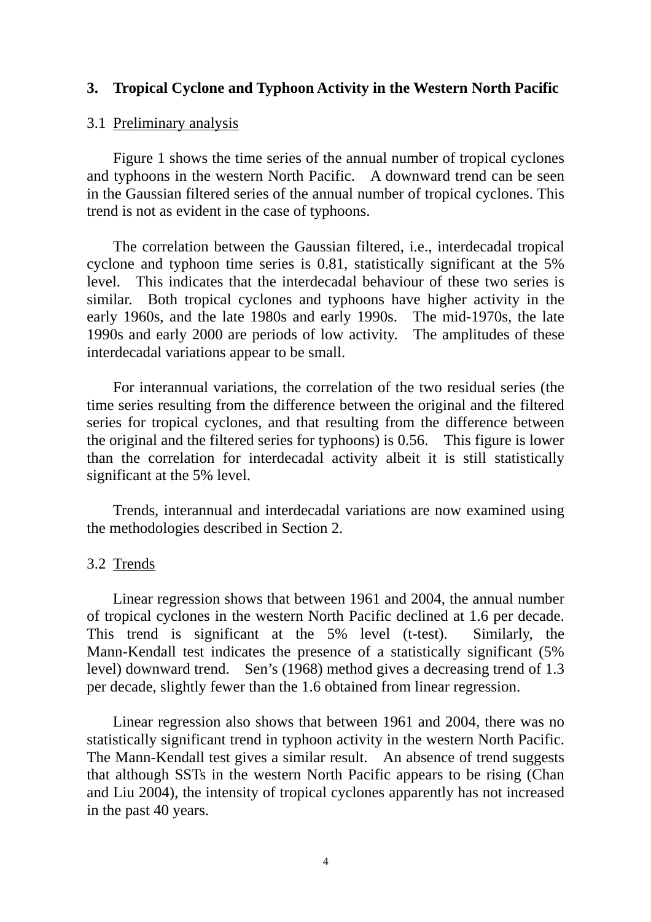## 3. Tropical Cyclone and Typhoon Activity in the Western North Pacific

### 3.1 Preliminary analysis

Figure 1 shows the time series of the annual number of tropical cyclones and typhoons in the western North Pacific. A downward trend can be seen in the Gaussian filtered series of the annual number of tropical cyclones. This trend is not as evident in the case of typhoons.

The correlation between the Gaussian filtered, i.e., interdecadal tropical cyclone and typhoon time series is 0.81, statistically significant at the 5% level. This indicates that the interdecadal behaviour of these two series is similar. Both tropical cyclones and typhoons have higher activity in the early 1960s, and the late 1980s and early 1990s. The mid-1970s, the late 1990s and early 2000 are periods of low activity. The amplitudes of these interdecadal variations appear to be small.

For interannual variations, the correlation of the two residual series (the time series resulting from the difference between the original and the filtered series for tropical cyclones, and that resulting from the difference between the original and the filtered series for typhoons) is 0.56. This figure is lower than the correlation for interdecadal activity albeit it is still statistically significant at the 5% level.

Trends, interannual and interdecadal variations are now examined using the methodologies described in Section 2.

### 3.2 Trends

Linear regression shows that between 1961 and 2004, the annual number of tropical cyclones in the western North Pacific declined at 1.6 per decade. This trend is significant at the 5% level (t-test). Similarly, the Mann-Kendall test indicates the presence of a statistically significant (5% level) downward trend. Sen's (1968) method gives a decreasing trend of 1.3 per decade, slightly fewer than the 1.6 obtained from linear regression.

Linear regression also shows that between 1961 and 2004, there was no statistically significant trend in typhoon activity in the western North Pacific. The Mann-Kendall test gives a similar result. An absence of trend suggests that although SSTs in the western North Pacific appears to be rising (Chan and Liu 2004), the intensity of tropical cyclones apparently has not increased in the past 40 years.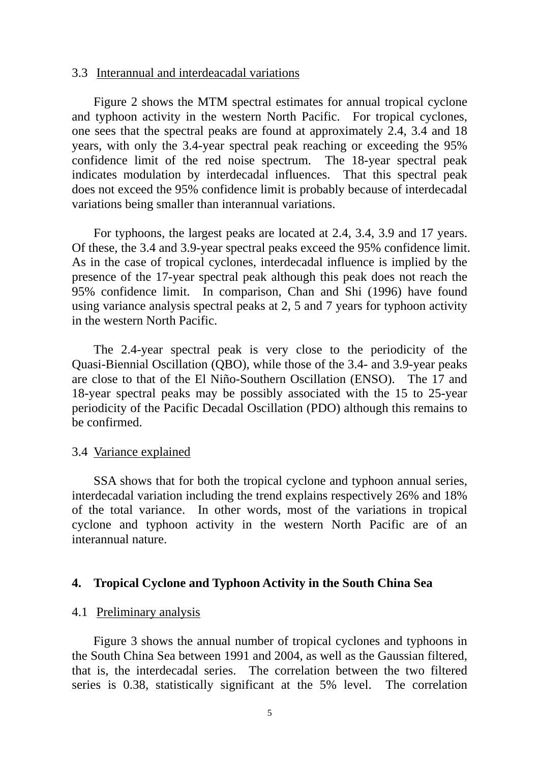3.3 Interannual and interdeacadal variations

Figure 2 shows the MTM spectral estimates for annual tropical cyclone and typhoon activity in the western North Pacific. For tropical cyclones, one sees that the spectral peaks are found at approximately 2.4, 3.4 and 18 years, with only the 3.4-year spectral peak reaching or exceeding the 95% confidence limit of the red noise spectrum. The 18-year spectral peak indicates modulation by interdecadal influences. That this spectral peak does not exceed the 95% confidence limit is probably because of interdecadal variations being smaller than interannual variations.

For typhoons, the largest peaks are located at 2.4, 3.4, 3.9 and 17 years. Of these, the 3.4 and 3.9-year spectral peaks exceed the 95% confidence limit. As in the case of tropical cyclones, interdecadal influence is implied by the presence of the 17-year spectral peak although this peak does not reach the 95% confidence limit. In comparison, Chan and Shi (1996) have found using variance analysis spectral peaks at 2, 5 and 7 years for typhoon activity in the western North Pacific.

The 2.4-year spectral peak is very close to the periodicity of the Quasi-Biennial Oscillation (QBO), while those of the 3.4- and 3.9-year peaks are close to that of the El Niño-Southern Oscillation (ENSO). The 17 and 18-year spectral peaks may be possibly associated with the 15 to 25-year periodicity of the Pacific Decadal Oscillation (PDO) although this remains to be confirmed.

3.4 Variance explained

SSA shows that for both the tropical cyclone and typhoon annual series, interdecadal variation including the trend explains respectively 26% and 18% of the total variance. In other words, most of the variations in tropical cyclone and typhoon activity in the western North Pacific are of an interannual nature.

## 4. Tropical Cyclone and Typhoon Activity in the South China Sea

4.1 Preliminary analysis

Figure 3 shows the annual number of tropical cyclones and typhoons in the South China Sea between 1991 and 2004, as well as the Gaussian filtered, that is, the interdecadal series. The correlation between the two filtered series is 0.38, statistically significant at the 5% level. The correlation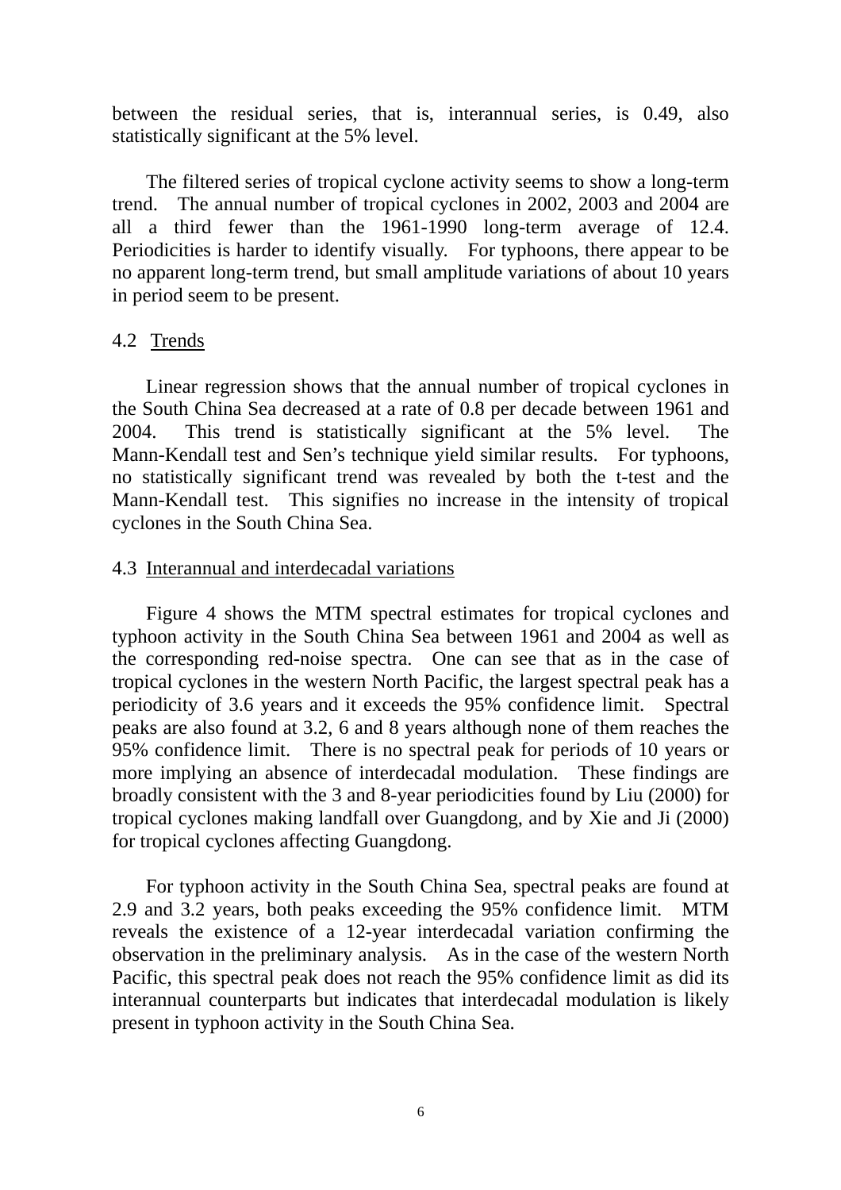between the residual series, that is, interannual series, is 0.49, also statistically significant at the 5% level.

The filtered series of tropical cyclone activity seems to show a long-term trend. The annual number of tropical cyclones in 2002, 2003 and 2004 are all a third fewer than the 1961-1990 long-term average of 12.4. Periodicities is harder to identify visually. For typhoons, there appear to be no apparent long-term trend, but small amplitude variations of about 10 years in period seem to be present.

### 4.2 Trends

Linear regression shows that the annual number of tropical cyclones in the South China Sea decreased at a rate of 0.8 per decade between 1961 and 2004. This trend is statistically significant at the 5% level. The Mann-Kendall test and Sen's technique yield similar results. For typhoons, no statistically significant trend was revealed by both the t-test and the Mann-Kendall test. This signifies no increase in the intensity of tropical cyclones in the South China Sea.

### 4.3 Interannual and interdecadal variations

Figure 4 shows the MTM spectral estimates for tropical cyclones and typhoon activity in the South China Sea between 1961 and 2004 as well as the corresponding red-noise spectra. One can see that as in the case of tropical cyclones in the western North Pacific, the largest spectral peak has a periodicity of 3.6 years and it exceeds the 95% confidence limit. Spectral peaks are also found at 3.2, 6 and 8 years although none of them reaches the 95% confidence limit. There is no spectral peak for periods of 10 years or more implying an absence of interdecadal modulation. These findings are broadly consistent with the 3 and 8-year periodicities found by Liu (2000) for tropical cyclones making landfall over Guangdong, and by Xie and Ji (2000) for tropical cyclones affecting Guangdong.

For typhoon activity in the South China Sea, spectral peaks are found at 2.9 and 3.2 years, both peaks exceeding the 95% confidence limit. MTM reveals the existence of a 12-year interdecadal variation confirming the observation in the preliminary analysis. As in the case of the western North Pacific, this spectral peak does not reach the 95% confidence limit as did its interannual counterparts but indicates that interdecadal modulation is likely present in typhoon activity in the South China Sea.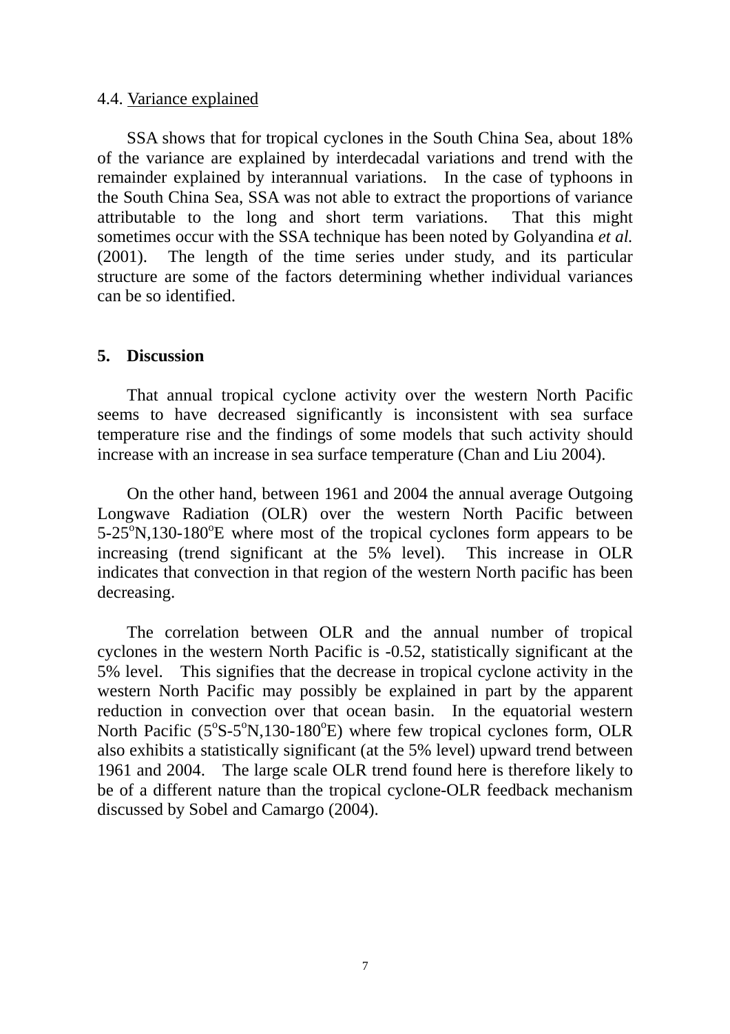### 4.4. Variance explained

SSA shows that for tropical cyclones in the South China Sea, about 18% of the variance are explained by interdecadal variations and trend with the remainder explained by interannual variations. In the case of typhoons in the South China Sea, SSA was not able to extract the proportions of variance attributable to the long and short term variations. That this might sometimes occur with the SSA technique has been noted by Golyandina *et al.* (2001). The length of the time series under study, and its particular structure are some of the factors determining whether individual variances can be so identified.

## 5. Discussion

That annual tropical cyclone activity over the western North Pacific seems to have decreased significantly is inconsistent with sea surface temperature rise and the findings of some models that such activity should increase with an increase in sea surface temperature (Chan and Liu 2004).

On the other hand, between 1961 and 2004 the annual average Outgoing Longwave Radiation (OLR) over the western North Pacific between 5-25$^{o}$N,130-180$^{o}$E where most of the tropical cyclones form appears to be increasing (trend significant at the 5% level). This increase in OLR indicates that convection in that region of the western North pacific has been decreasing.

The correlation between OLR and the annual number of tropical cyclones in the western North Pacific is -0.52, statistically significant at the 5% level. This signifies that the decrease in tropical cyclone activity in the western North Pacific may possibly be explained in part by the apparent reduction in convection over that ocean basin. In the equatorial western North Pacific (5$^{o}$S-5$^{o}$N,130-180$^{o}$E) where few tropical cyclones form, OLR also exhibits a statistically significant (at the 5% level) upward trend between 1961 and 2004. The large scale OLR trend found here is therefore likely to be of a different nature than the tropical cyclone-OLR feedback mechanism discussed by Sobel and Camargo (2004).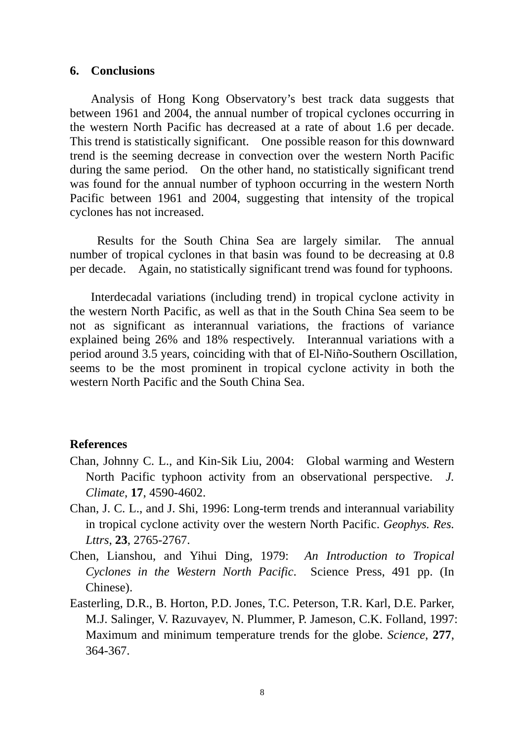## 6. Conclusions

Analysis of Hong Kong Observatory's best track data suggests that between 1961 and 2004, the annual number of tropical cyclones occurring in the western North Pacific has decreased at a rate of about 1.6 per decade. This trend is statistically significant. One possible reason for this downward trend is the seeming decrease in convection over the western North Pacific during the same period. On the other hand, no statistically significant trend was found for the annual number of typhoon occurring in the western North Pacific between 1961 and 2004, suggesting that intensity of the tropical cyclones has not increased.

Results for the South China Sea are largely similar. The annual number of tropical cyclones in that basin was found to be decreasing at 0.8 per decade. Again, no statistically significant trend was found for typhoons.

Interdecadal variations (including trend) in tropical cyclone activity in the western North Pacific, as well as that in the South China Sea seem to be not as significant as interannual variations, the fractions of variance explained being 26% and 18% respectively. Interannual variations with a period around 3.5 years, coinciding with that of El-Niño-Southern Oscillation, seems to be the most prominent in tropical cyclone activity in both the western North Pacific and the South China Sea.

## References

Chan, Johnny C. L., and Kin-Sik Liu, 2004: Global warming and Western North Pacific typhoon activity from an observational perspective. *J. Climate*, **17**, 4590-4602.

Chan, J. C. L., and J. Shi, 1996: Long-term trends and interannual variability in tropical cyclone activity over the western North Pacific. *Geophys. Res. Lttrs*, **23**, 2765-2767.

Chen, Lianshou, and Yihui Ding, 1979: *An Introduction to Tropical Cyclones in the Western North Pacific*. Science Press, 491 pp. (In Chinese).

Easterling, D.R., B. Horton, P.D. Jones, T.C. Peterson, T.R. Karl, D.E. Parker, M.J. Salinger, V. Razuvayev, N. Plummer, P. Jameson, C.K. Folland, 1997: Maximum and minimum temperature trends for the globe. *Science*, **277**, 364-367.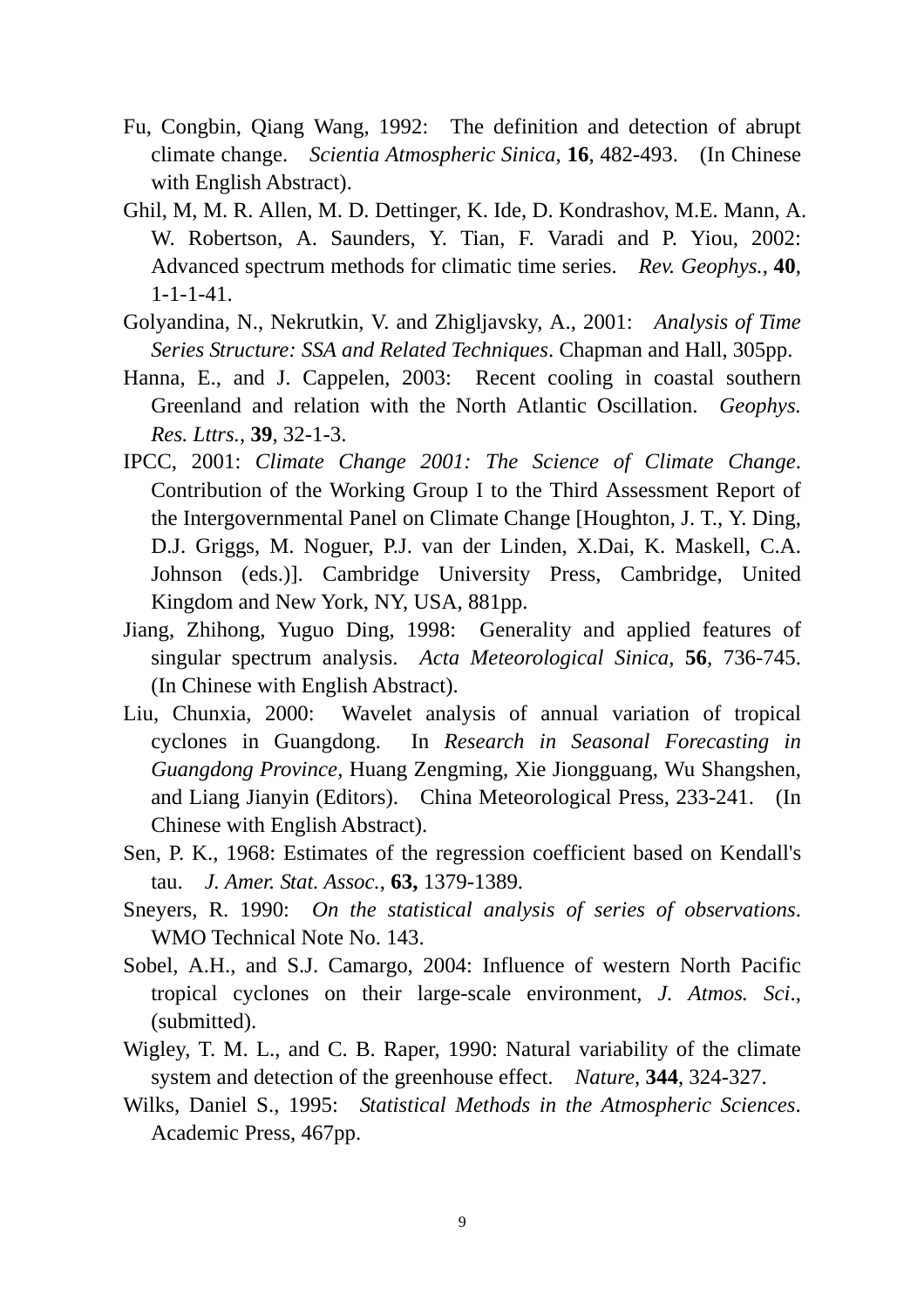Fu, Congbin, Qiang Wang, 1992: The definition and detection of abrupt climate change. *Scientia Atmospheric Sinica*, **16**, 482-493. (In Chinese with English Abstract).

Ghil, M, M. R. Allen, M. D. Dettinger, K. Ide, D. Kondrashov, M.E. Mann, A. W. Robertson, A. Saunders, Y. Tian, F. Varadi and P. Yiou, 2002: Advanced spectrum methods for climatic time series. *Rev. Geophys.*, **40**, 1-1-1-41.

Golyandina, N., Nekrutkin, V. and Zhigljavsky, A., 2001: *Analysis of Time Series Structure: SSA and Related Techniques*. Chapman and Hall, 305pp.

Hanna, E., and J. Cappelen, 2003: Recent cooling in coastal southern Greenland and relation with the North Atlantic Oscillation. *Geophys. Res. Lttrs.*, **39**, 32-1-3.

IPCC, 2001: *Climate Change 2001: The Science of Climate Change*. Contribution of the Working Group I to the Third Assessment Report of the Intergovernmental Panel on Climate Change [Houghton, J. T., Y. Ding, D.J. Griggs, M. Noguer, P.J. van der Linden, X.Dai, K. Maskell, C.A. Johnson (eds.)]. Cambridge University Press, Cambridge, United Kingdom and New York, NY, USA, 881pp.

Jiang, Zhihong, Yuguo Ding, 1998: Generality and applied features of singular spectrum analysis. *Acta Meteorological Sinica*, **56**, 736-745. (In Chinese with English Abstract).

Liu, Chunxia, 2000: Wavelet analysis of annual variation of tropical cyclones in Guangdong. In *Research in Seasonal Forecasting in Guangdong Province*, Huang Zengming, Xie Jiongguang, Wu Shangshen, and Liang Jianyin (Editors). China Meteorological Press, 233-241. (In Chinese with English Abstract).

Sen, P. K., 1968: Estimates of the regression coefficient based on Kendall's tau. *J. Amer. Stat. Assoc.*, **63,** 1379-1389.

Sneyers, R. 1990: *On the statistical analysis of series of observations*. WMO Technical Note No. 143.

Sobel, A.H., and S.J. Camargo, 2004: Influence of western North Pacific tropical cyclones on their large-scale environment, *J. Atmos. Sci*., (submitted).

Wigley, T. M. L., and C. B. Raper, 1990: Natural variability of the climate system and detection of the greenhouse effect. *Nature*, **344**, 324-327.

Wilks, Daniel S., 1995: *Statistical Methods in the Atmospheric Sciences*. Academic Press, 467pp.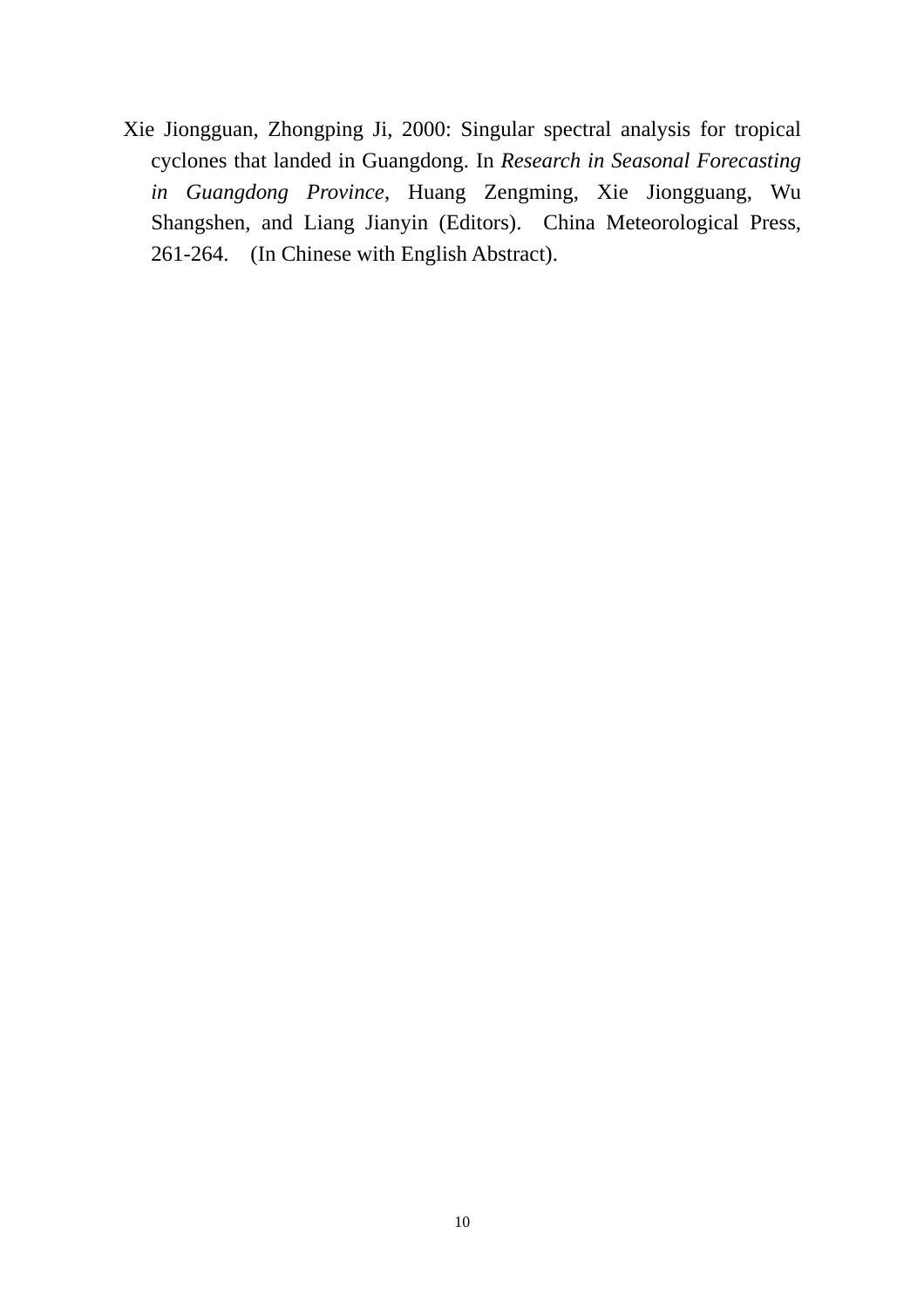Xie Jiongguan, Zhongping Ji, 2000: Singular spectral analysis for tropical cyclones that landed in Guangdong. In *Research in Seasonal Forecasting in Guangdong Province*, Huang Zengming, Xie Jiongguang, Wu Shangshen, and Liang Jianyin (Editors). China Meteorological Press, 261-264. (In Chinese with English Abstract).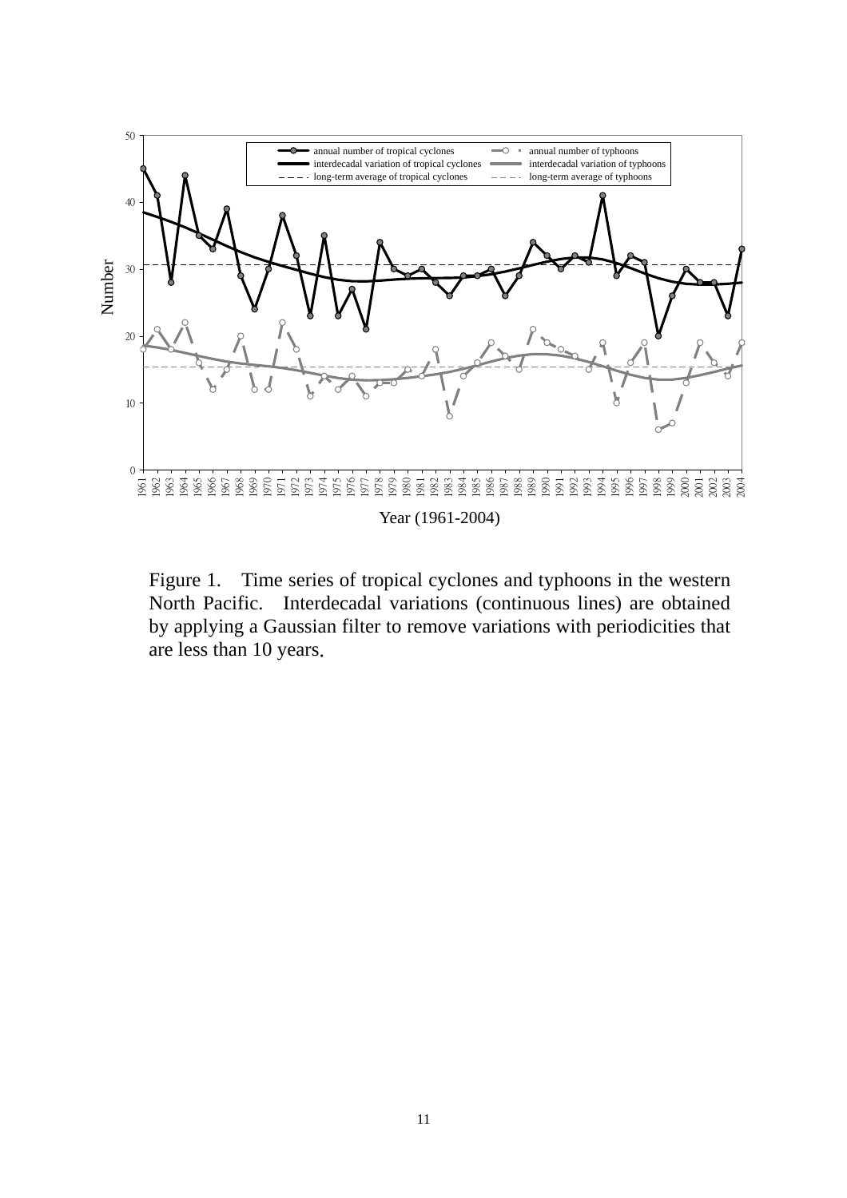Figure 1. Time series of tropical cyclones and typhoons in the western North Pacific. Interdecadal variations (continuous lines) are obtained by applying a Gaussian filter to remove variations with periodicities that are less than 10 years.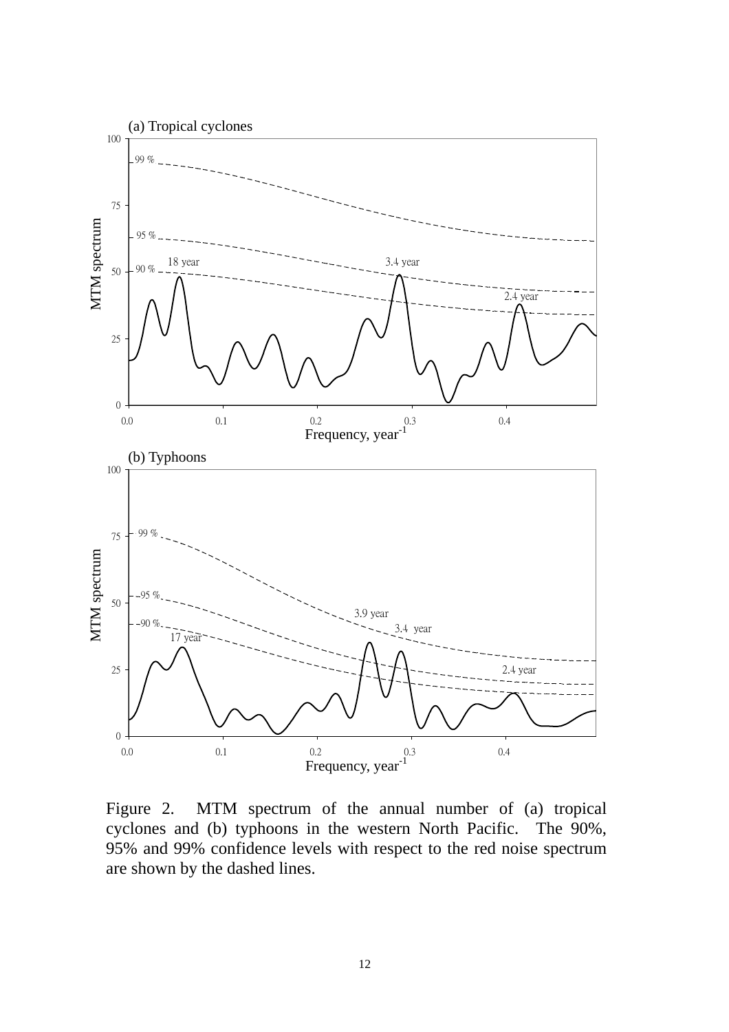Figure 2. MTM spectrum of the annual number of (a) tropical cyclones and (b) typhoons in the western North Pacific. The 90%, 95% and 99% confidence levels with respect to the red noise spectrum are shown by the dashed lines.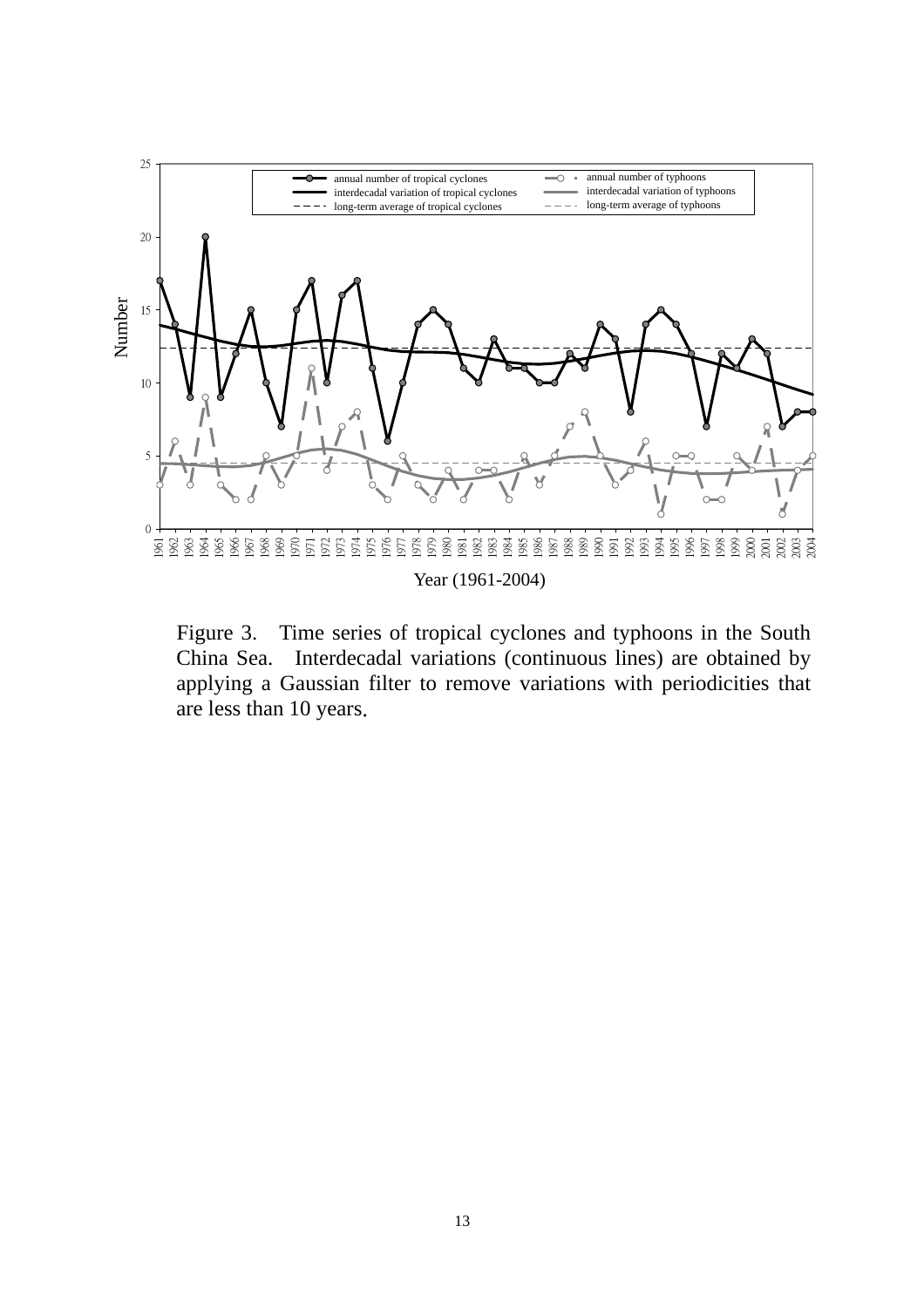Figure 3. Time series of tropical cyclones and typhoons in the South China Sea. Interdecadal variations (continuous lines) are obtained by applying a Gaussian filter to remove variations with periodicities that are less than 10 years.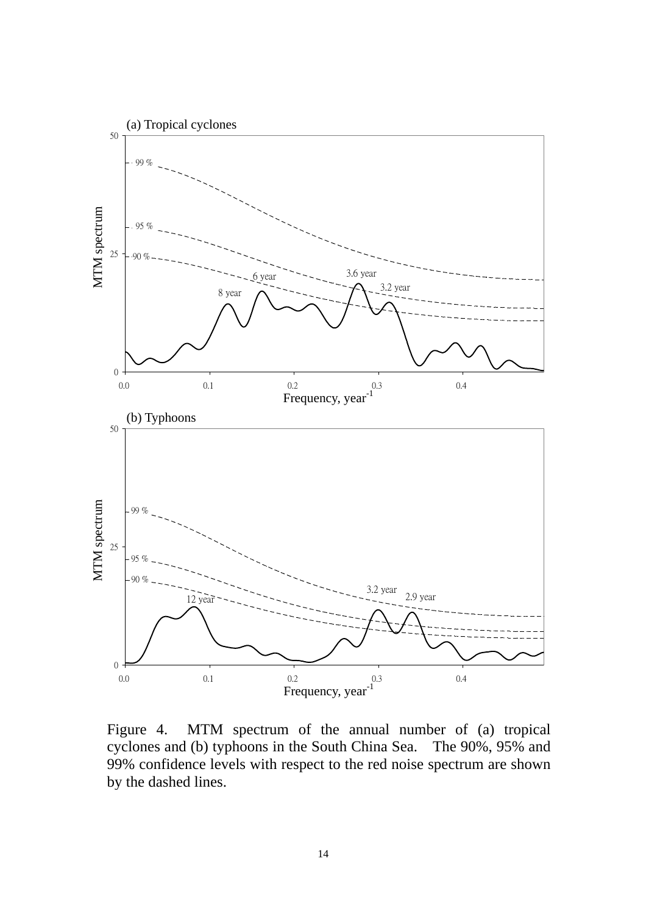(a) Tropical cyclones

(b) Typhoons

Figure 4. MTM spectrum of the annual number of (a) tropical cyclones and (b) typhoons in the South China Sea. The 90%, 95% and 99% confidence levels with respect to the red noise spectrum are shown by the dashed lines.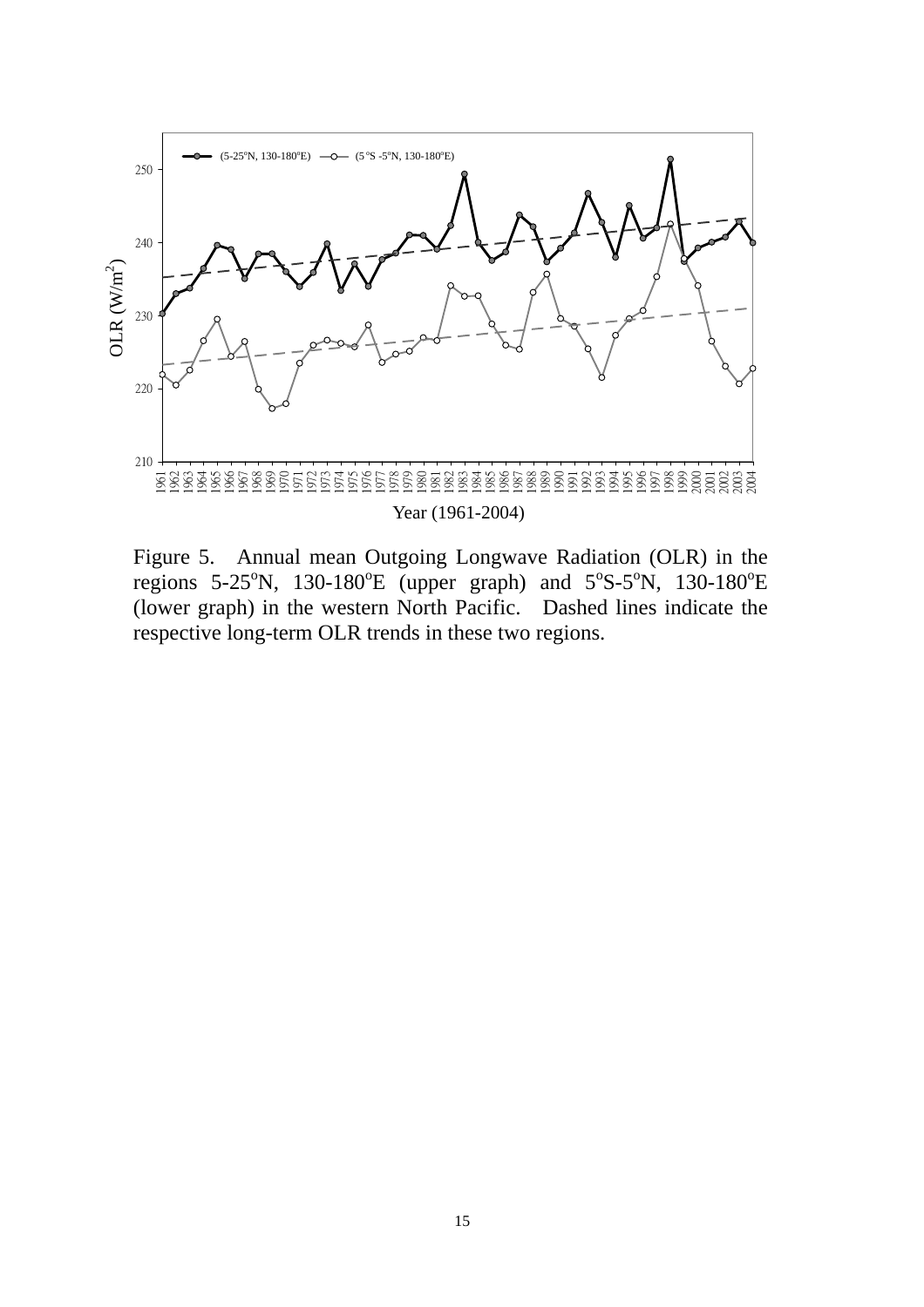(5-25$^{o}$N, 130-180$^{o}$E) (5$^{o}$S -5$^{o}$N, 130-180$^{o}$E)

250

240

230

220

210

OLR (W/m$^{2}$)

1961 1962 1963 1964 1965 1966 1967 1968 1969 1970 1971 1972 1973 1974 1975 1976 1977 1978 1979 1980 1981 1982 1983 1984 1985 1986 1987 1988 1989 1990 1991 1992 1993 1994 1995 1996 1997 1998 1999 2000 2001 2002 2003 2004

Year (1961-2004)

Figure 5. Annual mean Outgoing Longwave Radiation (OLR) in the regions 5-25$^{o}$N, 130-180$^{o}$E (upper graph) and 5$^{o}$S-5$^{o}$N, 130-180$^{o}$E (lower graph) in the western North Pacific. Dashed lines indicate the respective long-term OLR trends in these two regions.